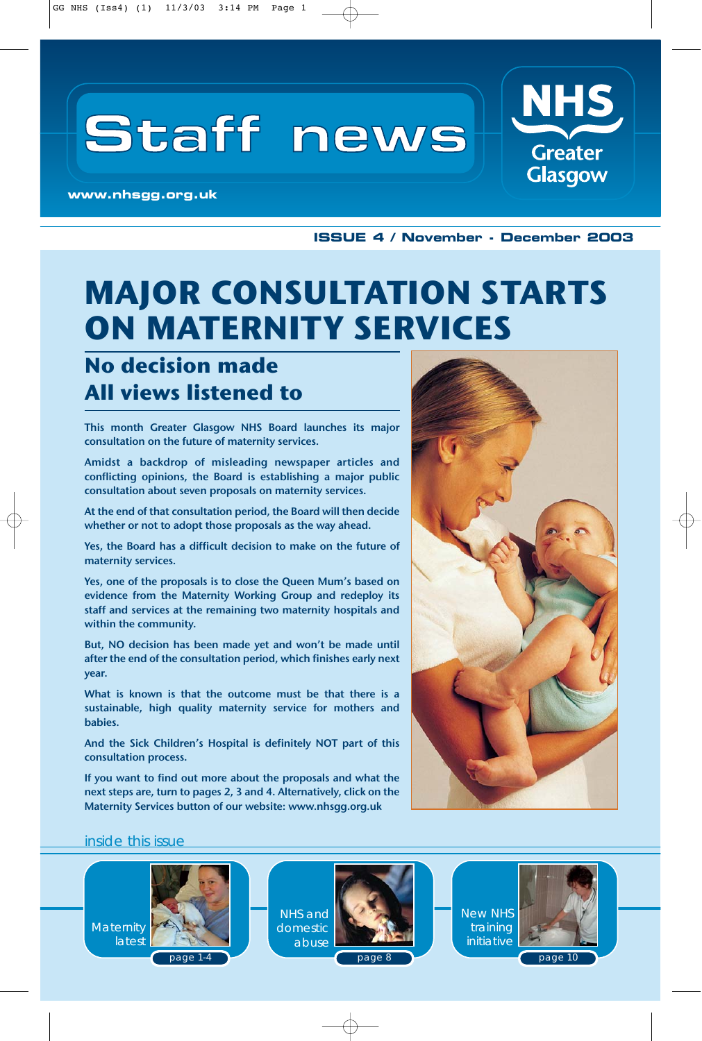# Staff news

www.nhsgg.org.uk

NHS Greater Glasgow

ISSUE 4 / November - December 2003

# MAJOR CONSULTATION STARTS ON MATERNITY SERVICES

## No decision made
## All views listened to

This month Greater Glasgow NHS Board launches its major consultation on the future of maternity services.

Amidst a backdrop of misleading newspaper articles and conflicting opinions, the Board is establishing a major public consultation about seven proposals on maternity services.

At the end of that consultation period, the Board will then decide whether or not to adopt those proposals as the way ahead.

Yes, the Board has a difficult decision to make on the future of maternity services.

Yes, one of the proposals is to close the Queen Mum's based on evidence from the Maternity Working Group and redeploy its staff and services at the remaining two maternity hospitals and within the community.

But, NO decision has been made yet and won't be made until after the end of the consultation period, which finishes early next year.

What is known is that the outcome must be that there is a sustainable, high quality maternity service for mothers and babies.

And the Sick Children's Hospital is definitely NOT part of this consultation process.

If you want to find out more about the proposals and what the next steps are, turn to pages 2, 3 and 4. Alternatively, click on the Maternity Services button of our website: www.nhsgg.org.uk

## inside this issue

- Maternity latest — page 1-4
- NHS and domestic abuse — page 8
- New NHS training initiative — page 10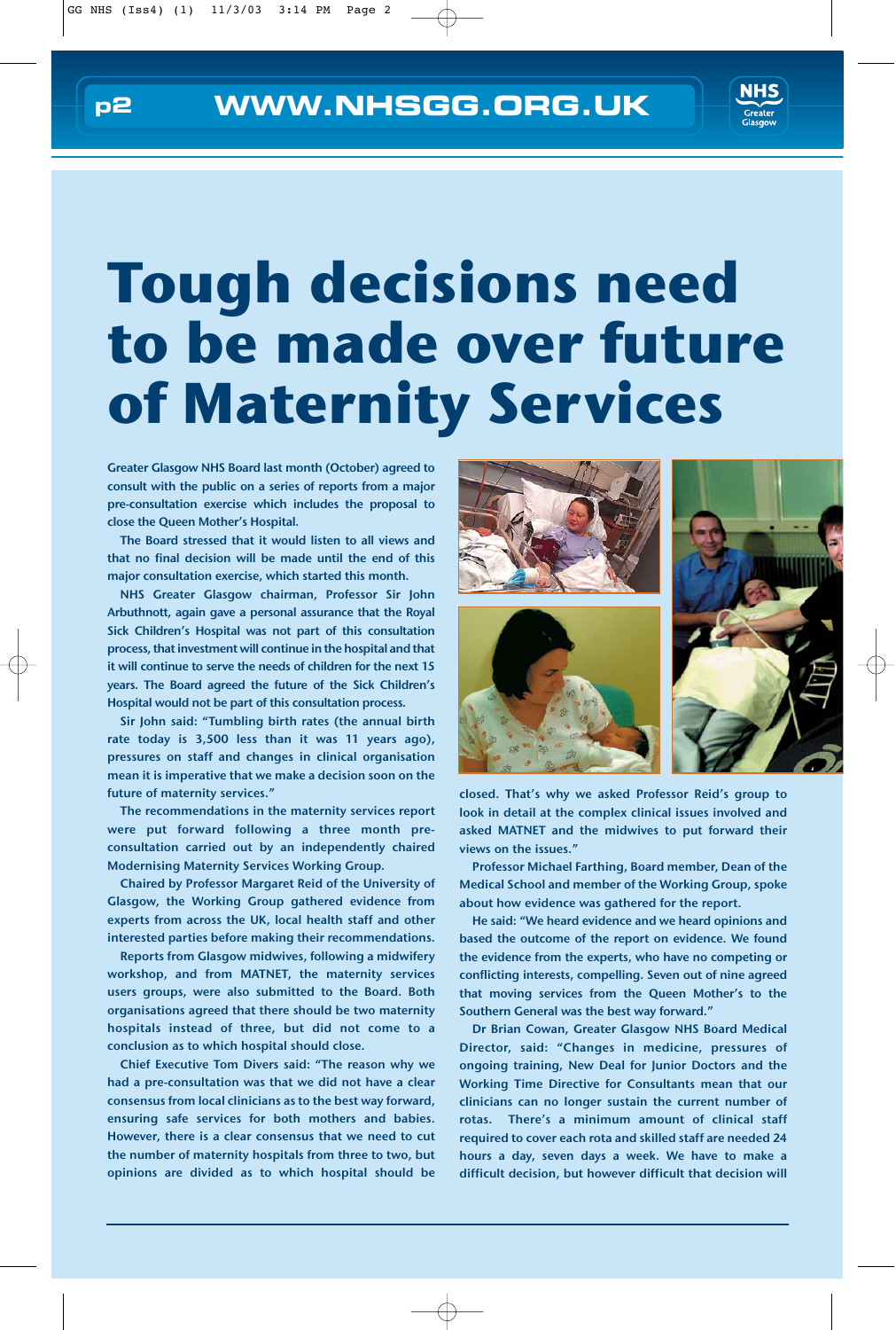# Tough decisions need to be made over future of Maternity Services

Greater Glasgow NHS Board last month (October) agreed to consult with the public on a series of reports from a major pre-consultation exercise which includes the proposal to close the Queen Mother's Hospital.

The Board stressed that it would listen to all views and that no final decision will be made until the end of this major consultation exercise, which started this month.

NHS Greater Glasgow chairman, Professor Sir John Arbuthnott, again gave a personal assurance that the Royal Sick Children's Hospital was not part of this consultation process, that investment will continue in the hospital and that it will continue to serve the needs of children for the next 15 years. The Board agreed the future of the Sick Children's Hospital would not be part of this consultation process.

Sir John said: "Tumbling birth rates (the annual birth rate today is 3,500 less than it was 11 years ago), pressures on staff and changes in clinical organisation mean it is imperative that we make a decision soon on the future of maternity services."

The recommendations in the maternity services report were put forward following a three month pre-consultation carried out by an independently chaired Modernising Maternity Services Working Group.

Chaired by Professor Margaret Reid of the University of Glasgow, the Working Group gathered evidence from experts from across the UK, local health staff and other interested parties before making their recommendations.

Reports from Glasgow midwives, following a midwifery workshop, and from MATNET, the maternity services users groups, were also submitted to the Board. Both organisations agreed that there should be two maternity hospitals instead of three, but did not come to a conclusion as to which hospital should close.

Chief Executive Tom Divers said: "The reason why we had a pre-consultation was that we did not have a clear consensus from local clinicians as to the best way forward, ensuring safe services for both mothers and babies. However, there is a clear consensus that we need to cut the number of maternity hospitals from three to two, but opinions are divided as to which hospital should be closed. That's why we asked Professor Reid's group to look in detail at the complex clinical issues involved and asked MATNET and the midwives to put forward their views on the issues."

Professor Michael Farthing, Board member, Dean of the Medical School and member of the Working Group, spoke about how evidence was gathered for the report.

He said: "We heard evidence and we heard opinions and based the outcome of the report on evidence. We found the evidence from the experts, who have no competing or conflicting interests, compelling. Seven out of nine agreed that moving services from the Queen Mother's to the Southern General was the best way forward."

Dr Brian Cowan, Greater Glasgow NHS Board Medical Director, said: "Changes in medicine, pressures of ongoing training, New Deal for Junior Doctors and the Working Time Directive for Consultants mean that our clinicians can no longer sustain the current number of rotas. There's a minimum amount of clinical staff required to cover each rota and skilled staff are needed 24 hours a day, seven days a week. We have to make a difficult decision, but however difficult that decision will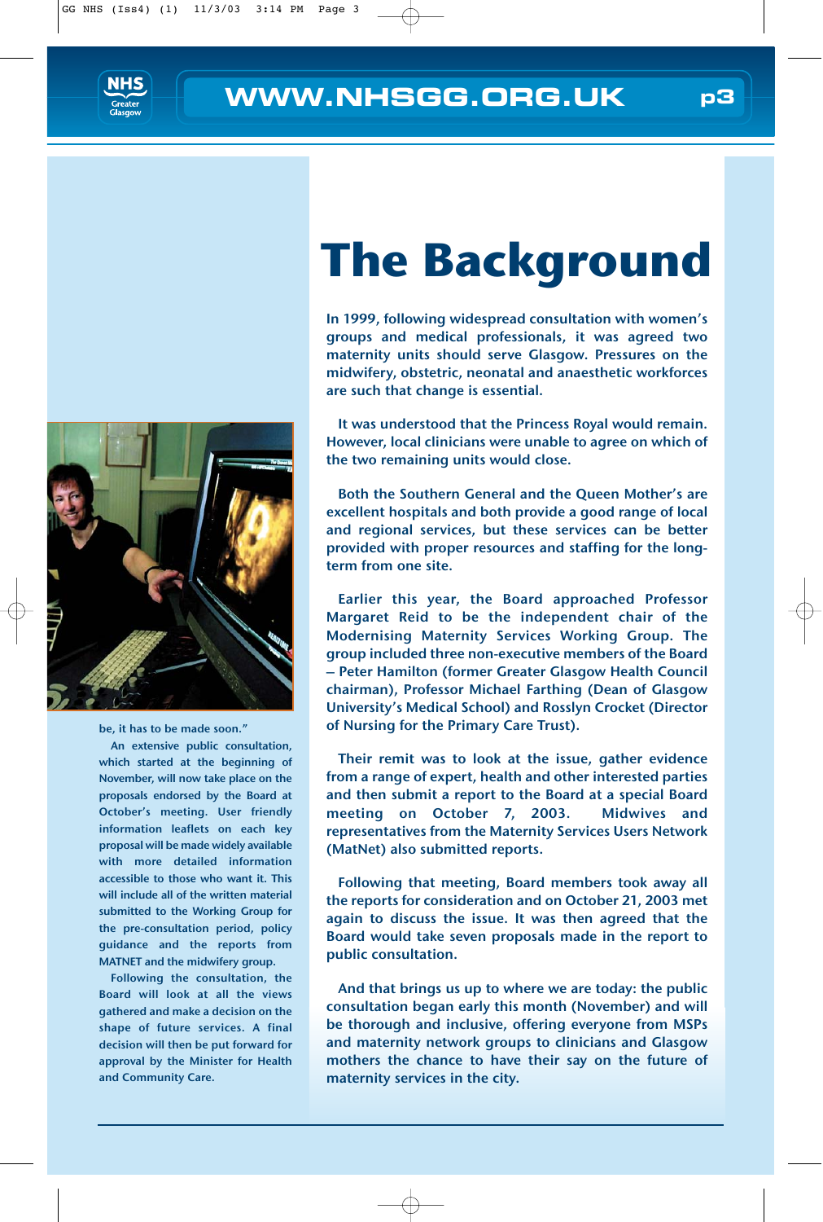be, it has to be made soon."

An extensive public consultation, which started at the beginning of November, will now take place on the proposals endorsed by the Board at October's meeting. User friendly information leaflets on each key proposal will be made widely available with more detailed information accessible to those who want it. This will include all of the written material submitted to the Working Group for the pre-consultation period, policy guidance and the reports from MATNET and the midwifery group.

Following the consultation, the Board will look at all the views gathered and make a decision on the shape of future services. A final decision will then be put forward for approval by the Minister for Health and Community Care.

# The Background

**In 1999, following widespread consultation with women's groups and medical professionals, it was agreed two maternity units should serve Glasgow. Pressures on the midwifery, obstetric, neonatal and anaesthetic workforces are such that change is essential.**

**It was understood that the Princess Royal would remain. However, local clinicians were unable to agree on which of the two remaining units would close.**

**Both the Southern General and the Queen Mother's are excellent hospitals and both provide a good range of local and regional services, but these services can be better provided with proper resources and staffing for the long-term from one site.**

**Earlier this year, the Board approached Professor Margaret Reid to be the independent chair of the Modernising Maternity Services Working Group. The group included three non-executive members of the Board – Peter Hamilton (former Greater Glasgow Health Council chairman), Professor Michael Farthing (Dean of Glasgow University's Medical School) and Rosslyn Crocket (Director of Nursing for the Primary Care Trust).**

**Their remit was to look at the issue, gather evidence from a range of expert, health and other interested parties and then submit a report to the Board at a special Board meeting on October 7, 2003. Midwives and representatives from the Maternity Services Users Network (MatNet) also submitted reports.**

**Following that meeting, Board members took away all the reports for consideration and on October 21, 2003 met again to discuss the issue. It was then agreed that the Board would take seven proposals made in the report to public consultation.**

**And that brings us up to where we are today: the public consultation began early this month (November) and will be thorough and inclusive, offering everyone from MSPs and maternity network groups to clinicians and Glasgow mothers the chance to have their say on the future of maternity services in the city.**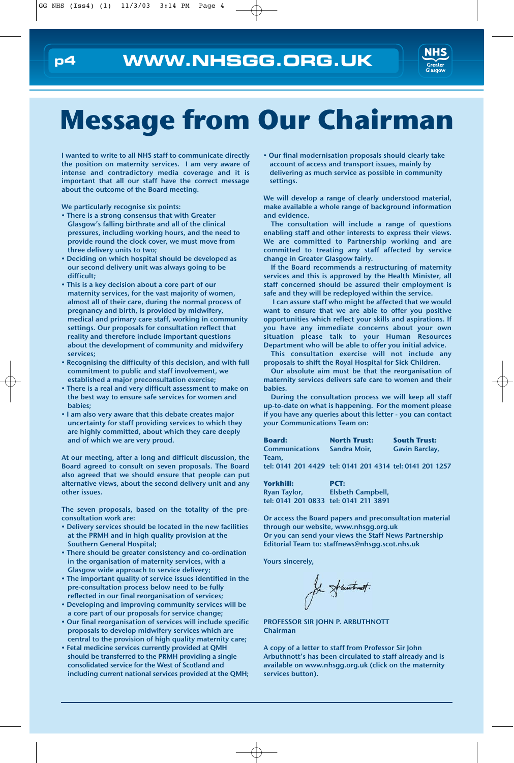# Message from Our Chairman

I wanted to write to all NHS staff to communicate directly the position on maternity services. I am very aware of intense and contradictory media coverage and it is important that all our staff have the correct message about the outcome of the Board meeting.

We particularly recognise six points:

- There is a strong consensus that with Greater Glasgow's falling birthrate and all of the clinical pressures, including working hours, and the need to provide round the clock cover, we must move from three delivery units to two;
- Deciding on which hospital should be developed as our second delivery unit was always going to be difficult;
- This is a key decision about a core part of our maternity services, for the vast majority of women, almost all of their care, during the normal process of pregnancy and birth, is provided by midwifery, medical and primary care staff, working in community settings. Our proposals for consultation reflect that reality and therefore include important questions about the development of community and midwifery services;
- Recognising the difficulty of this decision, and with full commitment to public and staff involvement, we established a major preconsultation exercise;
- There is a real and very difficult assessment to make on the best way to ensure safe services for women and babies;
- I am also very aware that this debate creates major uncertainty for staff providing services to which they are highly committed, about which they care deeply and of which we are very proud.

At our meeting, after a long and difficult discussion, the Board agreed to consult on seven proposals. The Board also agreed that we should ensure that people can put alternative views, about the second delivery unit and any other issues.

The seven proposals, based on the totality of the pre-consultation work are:

- Delivery services should be located in the new facilities at the PRMH and in high quality provision at the Southern General Hospital;
- There should be greater consistency and co-ordination in the organisation of maternity services, with a Glasgow wide approach to service delivery;
- The important quality of service issues identified in the pre-consultation process below need to be fully reflected in our final reorganisation of services;
- Developing and improving community services will be a core part of our proposals for service change;
- Our final reorganisation of services will include specific proposals to develop midwifery services which are central to the provision of high quality maternity care;
- Fetal medicine services currently provided at QMH should be transferred to the PRMH providing a single consolidated service for the West of Scotland and including current national services provided at the QMH;
- Our final modernisation proposals should clearly take account of access and transport issues, mainly by delivering as much service as possible in community settings.

We will develop a range of clearly understood material, make available a whole range of background information and evidence.

The consultation will include a range of questions enabling staff and other interests to express their views. We are committed to Partnership working and are committed to treating any staff affected by service change in Greater Glasgow fairly.

If the Board recommends a restructuring of maternity services and this is approved by the Health Minister, all staff concerned should be assured their employment is safe and they will be redeployed within the service.

I can assure staff who might be affected that we would want to ensure that we are able to offer you positive opportunities which reflect your skills and aspirations. If you have any immediate concerns about your own situation please talk to your Human Resources Department who will be able to offer you initial advice.

This consultation exercise will not include any proposals to shift the Royal Hospital for Sick Children.

Our absolute aim must be that the reorganisation of maternity services delivers safe care to women and their babies.

During the consultation process we will keep all staff up-to-date on what is happening. For the moment please if you have any queries about this letter - you can contact your Communications Team on:

**Board:**
Communications Team,
tel: 0141 201 4429

**North Trust:**
Sandra Moir,
tel: 0141 201 4314

**South Trust:**
Gavin Barclay,
tel: 0141 201 1257

**Yorkhill:**
Ryan Taylor,
tel: 0141 201 0833

**PCT:**
Elsbeth Campbell,
tel: 0141 211 3891

Or access the Board papers and preconsultation material through our website, www.nhsgg.org.uk
Or you can send your views the Staff News Partnership Editorial Team to: staffnews@nhsgg.scot.nhs.uk

Yours sincerely,

**PROFESSOR SIR JOHN P. ARBUTHNOTT**
**Chairman**

A copy of a letter to staff from Professor Sir John Arbuthnott's has been circulated to staff already and is available on www.nhsgg.org.uk (click on the maternity services button).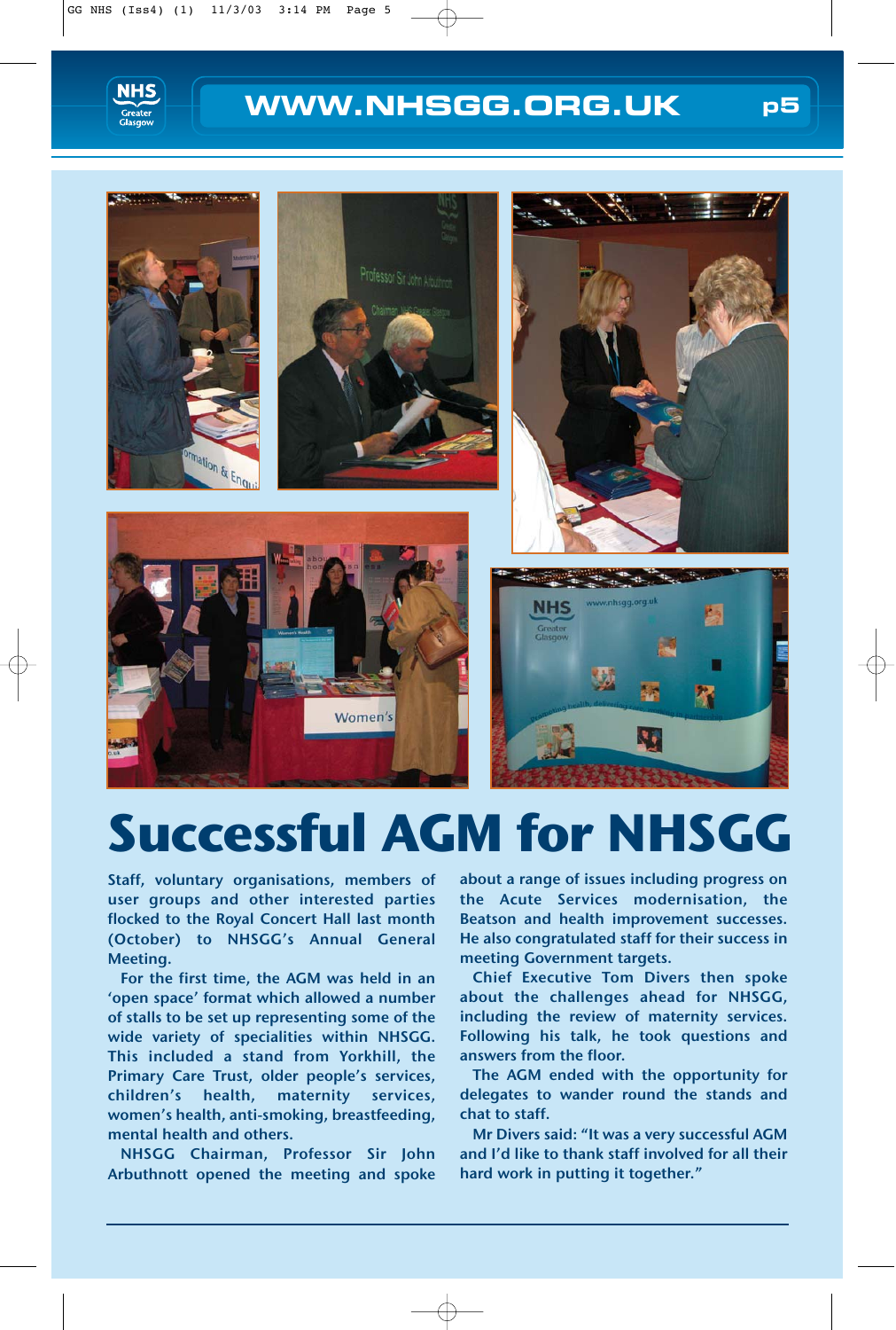# Successful AGM for NHSGG

**Staff, voluntary organisations, members of user groups and other interested parties flocked to the Royal Concert Hall last month (October) to NHSGG's Annual General Meeting.**

For the first time, the AGM was held in an 'open space' format which allowed a number of stalls to be set up representing some of the wide variety of specialities within NHSGG. This included a stand from Yorkhill, the Primary Care Trust, older people's services, children's health, maternity services, women's health, anti-smoking, breastfeeding, mental health and others.

NHSGG Chairman, Professor Sir John Arbuthnott opened the meeting and spoke about a range of issues including progress on the Acute Services modernisation, the Beatson and health improvement successes. He also congratulated staff for their success in meeting Government targets.

Chief Executive Tom Divers then spoke about the challenges ahead for NHSGG, including the review of maternity services. Following his talk, he took questions and answers from the floor.

The AGM ended with the opportunity for delegates to wander round the stands and chat to staff.

Mr Divers said: "It was a very successful AGM and I'd like to thank staff involved for all their hard work in putting it together."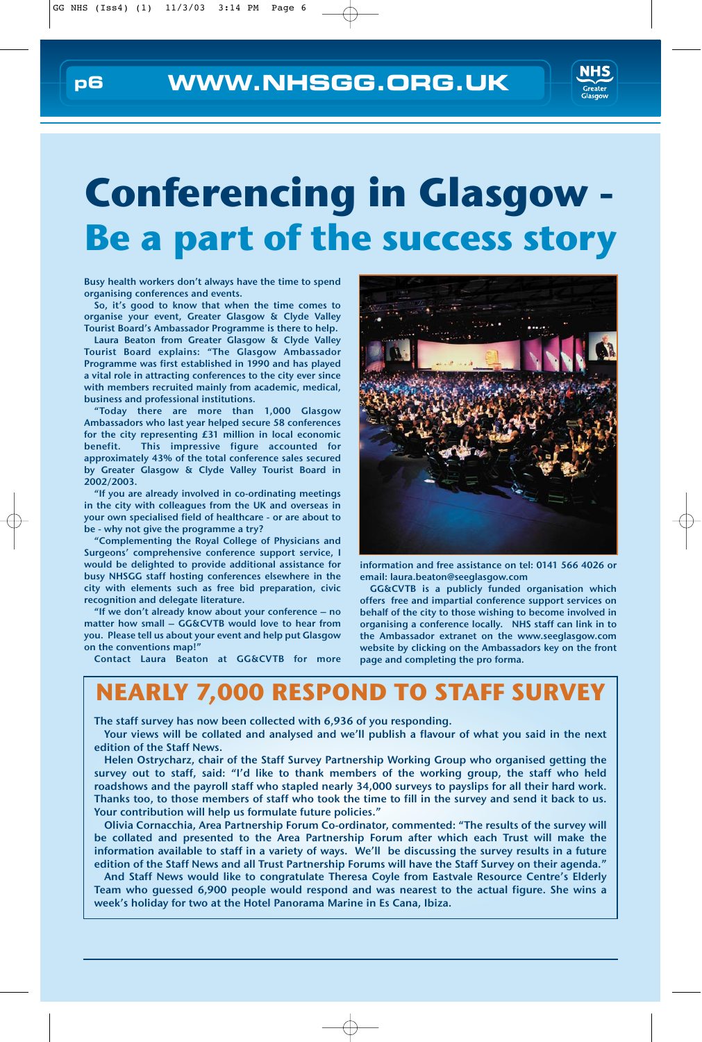# Conferencing in Glasgow - Be a part of the success story

Busy health workers don't always have the time to spend organising conferences and events.

So, it's good to know that when the time comes to organise your event, Greater Glasgow & Clyde Valley Tourist Board's Ambassador Programme is there to help.

Laura Beaton from Greater Glasgow & Clyde Valley Tourist Board explains: "The Glasgow Ambassador Programme was first established in 1990 and has played a vital role in attracting conferences to the city ever since with members recruited mainly from academic, medical, business and professional institutions.

"Today there are more than 1,000 Glasgow Ambassadors who last year helped secure 58 conferences for the city representing £31 million in local economic benefit. This impressive figure accounted for approximately 43% of the total conference sales secured by Greater Glasgow & Clyde Valley Tourist Board in 2002/2003.

"If you are already involved in co-ordinating meetings in the city with colleagues from the UK and overseas in your own specialised field of healthcare - or are about to be - why not give the programme a try?

"Complementing the Royal College of Physicians and Surgeons' comprehensive conference support service, I would be delighted to provide additional assistance for busy NHSGG staff hosting conferences elsewhere in the city with elements such as free bid preparation, civic recognition and delegate literature.

"If we don't already know about your conference – no matter how small – GG&CVTB would love to hear from you. Please tell us about your event and help put Glasgow on the conventions map!"

Contact Laura Beaton at GG&CVTB for more information and free assistance on tel: 0141 566 4026 or email: laura.beaton@seeglasgow.com

GG&CVTB is a publicly funded organisation which offers free and impartial conference support services on behalf of the city to those wishing to become involved in organising a conference locally. NHS staff can link in to the Ambassador extranet on the www.seeglasgow.com website by clicking on the Ambassadors key on the front page and completing the pro forma.

## NEARLY 7,000 RESPOND TO STAFF SURVEY

The staff survey has now been collected with 6,936 of you responding.

Your views will be collated and analysed and we'll publish a flavour of what you said in the next edition of the Staff News.

Helen Ostrycharz, chair of the Staff Survey Partnership Working Group who organised getting the survey out to staff, said: "I'd like to thank members of the working group, the staff who held roadshows and the payroll staff who stapled nearly 34,000 surveys to payslips for all their hard work. Thanks too, to those members of staff who took the time to fill in the survey and send it back to us. Your contribution will help us formulate future policies."

Olivia Cornacchia, Area Partnership Forum Co-ordinator, commented: "The results of the survey will be collated and presented to the Area Partnership Forum after which each Trust will make the information available to staff in a variety of ways. We'll be discussing the survey results in a future edition of the Staff News and all Trust Partnership Forums will have the Staff Survey on their agenda."

And Staff News would like to congratulate Theresa Coyle from Eastvale Resource Centre's Elderly Team who guessed 6,900 people would respond and was nearest to the actual figure. She wins a week's holiday for two at the Hotel Panorama Marine in Es Cana, Ibiza.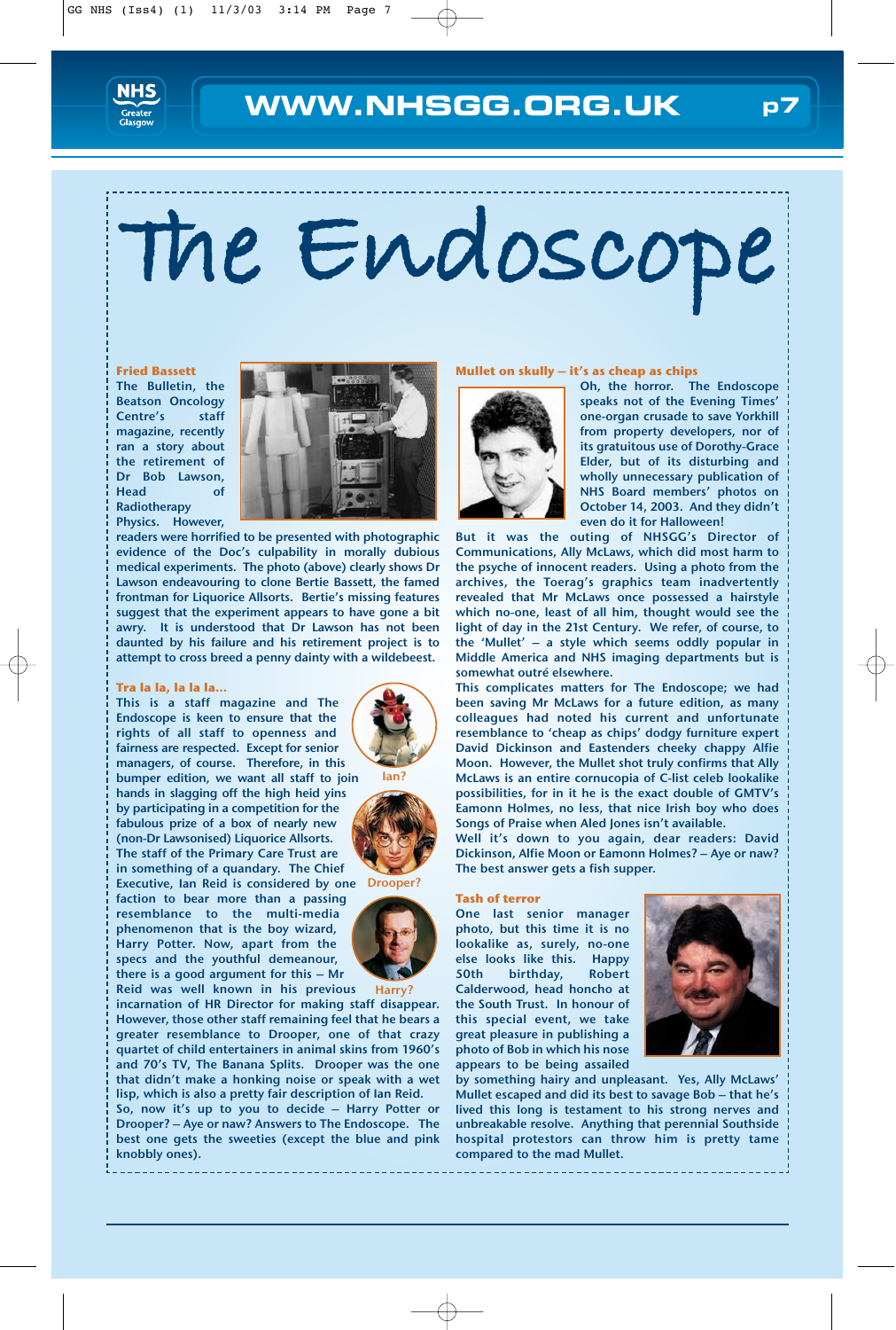# The Endoscope

### Fried Bassett

The Bulletin, the Beatson Oncology Centre's staff magazine, recently ran a story about the retirement of Dr Bob Lawson, Head of Radiotherapy Physics. However, readers were horrified to be presented with photographic evidence of the Doc's culpability in morally dubious medical experiments. The photo (above) clearly shows Dr Lawson endeavouring to clone Bertie Bassett, the famed frontman for Liquorice Allsorts. Bertie's missing features suggest that the experiment appears to have gone a bit awry. It is understood that Dr Lawson has not been daunted by his failure and his retirement project is to attempt to cross breed a penny dainty with a wildebeest.

### Tra la la, la la la...

This is a staff magazine and The Endoscope is keen to ensure that the rights of all staff to openness and fairness are respected. Except for senior managers, of course. Therefore, in this bumper edition, we want all staff to join hands in slagging off the high heid yins by participating in a competition for the fabulous prize of a box of nearly new (non-Dr Lawsonised) Liquorice Allsorts.

The staff of the Primary Care Trust are in something of a quandary. The Chief Executive, Ian Reid is considered by one faction to bear more than a passing resemblance to the multi-media phenomenon that is the boy wizard, Harry Potter. Now, apart from the specs and the youthful demeanour, there is a good argument for this – Mr Reid was well known in his previous incarnation of HR Director for making staff disappear. However, those other staff remaining feel that he bears a greater resemblance to Drooper, one of that crazy quartet of child entertainers in animal skins from 1960's and 70's TV, The Banana Splits. Drooper was the one that didn't make a honking noise or speak with a wet lisp, which is also a pretty fair description of Ian Reid.

So, now it's up to you to decide – Harry Potter or Drooper? – Aye or naw? Answers to The Endoscope. The best one gets the sweeties (except the blue and pink knobbly ones).

Ian?

Drooper?

Harry?

### Mullet on skully – it's as cheap as chips

Oh, the horror. The Endoscope speaks not of the Evening Times' one-organ crusade to save Yorkhill from property developers, nor of its gratuitous use of Dorothy-Grace Elder, but of its disturbing and wholly unnecessary publication of NHS Board members' photos on October 14, 2003. And they didn't even do it for Halloween!

But it was the outing of NHSGG's Director of Communications, Ally McLaws, which did most harm to the psyche of innocent readers. Using a photo from the archives, the Toerag's graphics team inadvertently revealed that Mr McLaws once possessed a hairstyle which no-one, least of all him, thought would see the light of day in the 21st Century. We refer, of course, to the 'Mullet' – a style which seems oddly popular in Middle America and NHS imaging departments but is somewhat outré elsewhere.

This complicates matters for The Endoscope; we had been saving Mr McLaws for a future edition, as many colleagues had noted his current and unfortunate resemblance to 'cheap as chips' dodgy furniture expert David Dickinson and Eastenders cheeky chappy Alfie Moon. However, the Mullet shot truly confirms that Ally McLaws is an entire cornucopia of C-list celeb lookalike possibilities, for in it he is the exact double of GMTV's Eamonn Holmes, no less, that nice Irish boy who does Songs of Praise when Aled Jones isn't available.

Well it's down to you again, dear readers: David Dickinson, Alfie Moon or Eamonn Holmes? – Aye or naw? The best answer gets a fish supper.

### Tash of terror

One last senior manager photo, but this time it is no lookalike as, surely, no-one else looks like this. Happy 50th birthday, Robert Calderwood, head honcho at the South Trust. In honour of this special event, we take great pleasure in publishing a photo of Bob in which his nose appears to be being assailed by something hairy and unpleasant. Yes, Ally McLaws' Mullet escaped and did its best to savage Bob – that he's lived this long is testament to his strong nerves and unbreakable resolve. Anything that perennial Southside hospital protestors can throw him is pretty tame compared to the mad Mullet.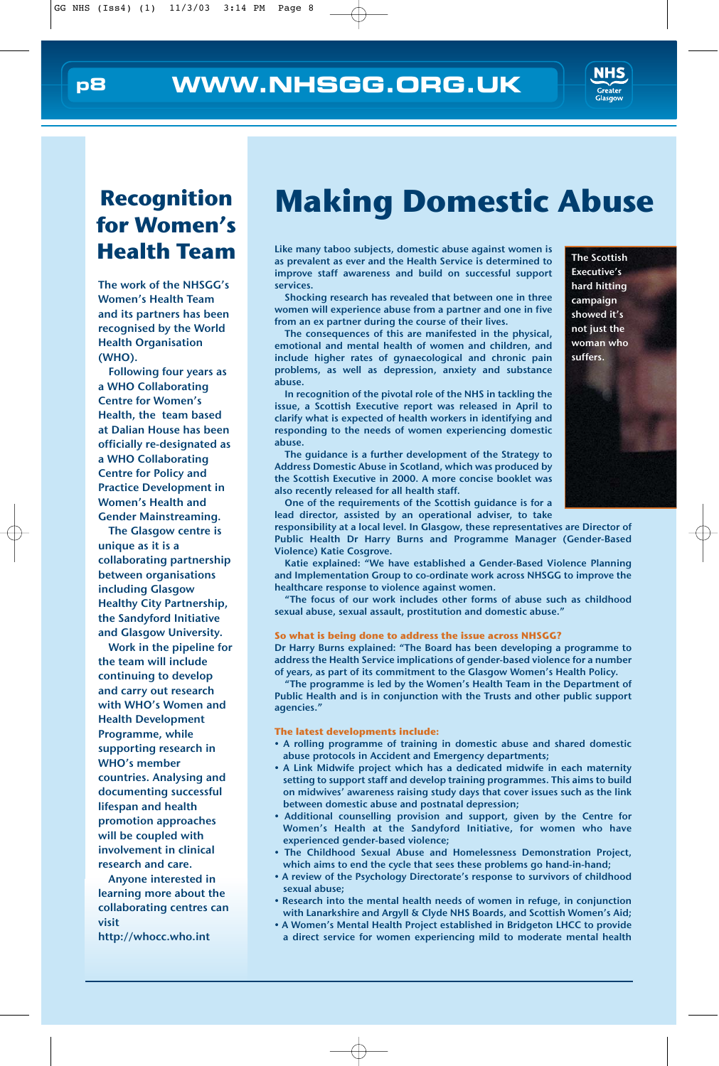## Recognition for Women's Health Team

The work of the NHSGG's Women's Health Team and its partners has been recognised by the World Health Organisation (WHO).

Following four years as a WHO Collaborating Centre for Women's Health, the team based at Dalian House has been officially re-designated as a WHO Collaborating Centre for Policy and Practice Development in Women's Health and Gender Mainstreaming.

The Glasgow centre is unique as it is a collaborating partnership between organisations including Glasgow Healthy City Partnership, the Sandyford Initiative and Glasgow University.

Work in the pipeline for the team will include continuing to develop and carry out research with WHO's Women and Health Development Programme, while supporting research in WHO's member countries. Analysing and documenting successful lifespan and health promotion approaches will be coupled with involvement in clinical research and care.

Anyone interested in learning more about the collaborating centres can visit http://whocc.who.int

# Making Domestic Abuse

Like many taboo subjects, domestic abuse against women is as prevalent as ever and the Health Service is determined to improve staff awareness and build on successful support services.

Shocking research has revealed that between one in three women will experience abuse from a partner and one in five from an ex partner during the course of their lives.

The consequences of this are manifested in the physical, emotional and mental health of women and children, and include higher rates of gynaecological and chronic pain problems, as well as depression, anxiety and substance abuse.

In recognition of the pivotal role of the NHS in tackling the issue, a Scottish Executive report was released in April to clarify what is expected of health workers in identifying and responding to the needs of women experiencing domestic abuse.

The guidance is a further development of the Strategy to Address Domestic Abuse in Scotland, which was produced by the Scottish Executive in 2000. A more concise booklet was also recently released for all health staff.

One of the requirements of the Scottish guidance is for a lead director, assisted by an operational adviser, to take responsibility at a local level. In Glasgow, these representatives are Director of Public Health Dr Harry Burns and Programme Manager (Gender-Based Violence) Katie Cosgrove.

Katie explained: "We have established a Gender-Based Violence Planning and Implementation Group to co-ordinate work across NHSGG to improve the healthcare response to violence against women.

"The focus of our work includes other forms of abuse such as childhood sexual abuse, sexual assault, prostitution and domestic abuse."

The Scottish Executive's hard hitting campaign showed it's not just the woman who suffers.

**So what is being done to address the issue across NHSGG?**

Dr Harry Burns explained: "The Board has been developing a programme to address the Health Service implications of gender-based violence for a number of years, as part of its commitment to the Glasgow Women's Health Policy.

"The programme is led by the Women's Health Team in the Department of Public Health and is in conjunction with the Trusts and other public support agencies."

**The latest developments include:**

- A rolling programme of training in domestic abuse and shared domestic abuse protocols in Accident and Emergency departments;
- A Link Midwife project which has a dedicated midwife in each maternity setting to support staff and develop training programmes. This aims to build on midwives' awareness raising study days that cover issues such as the link between domestic abuse and postnatal depression;
- Additional counselling provision and support, given by the Centre for Women's Health at the Sandyford Initiative, for women who have experienced gender-based violence;
- The Childhood Sexual Abuse and Homelessness Demonstration Project, which aims to end the cycle that sees these problems go hand-in-hand;
- A review of the Psychology Directorate's response to survivors of childhood sexual abuse;
- Research into the mental health needs of women in refuge, in conjunction with Lanarkshire and Argyll & Clyde NHS Boards, and Scottish Women's Aid;
- A Women's Mental Health Project established in Bridgeton LHCC to provide a direct service for women experiencing mild to moderate mental health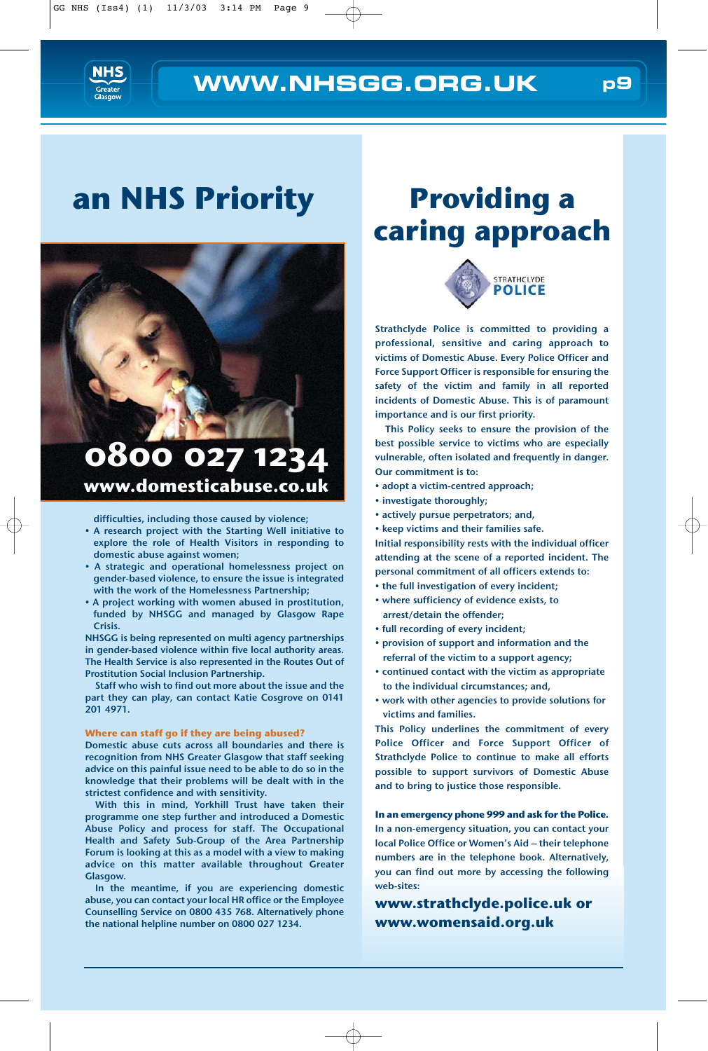# an NHS Priority

0800 027 1234
www.domesticabuse.co.uk

difficulties, including those caused by violence;

- A research project with the Starting Well initiative to explore the role of Health Visitors in responding to domestic abuse against women;
- A strategic and operational homelessness project on gender-based violence, to ensure the issue is integrated with the work of the Homelessness Partnership;
- A project working with women abused in prostitution, funded by NHSGG and managed by Glasgow Rape Crisis.

NHSGG is being represented on multi agency partnerships in gender-based violence within five local authority areas. The Health Service is also represented in the Routes Out of Prostitution Social Inclusion Partnership.

Staff who wish to find out more about the issue and the part they can play, can contact Katie Cosgrove on 0141 201 4971.

### Where can staff go if they are being abused?

Domestic abuse cuts across all boundaries and there is recognition from NHS Greater Glasgow that staff seeking advice on this painful issue need to be able to do so in the knowledge that their problems will be dealt with in the strictest confidence and with sensitivity.

With this in mind, Yorkhill Trust have taken their programme one step further and introduced a Domestic Abuse Policy and process for staff. The Occupational Health and Safety Sub-Group of the Area Partnership Forum is looking at this as a model with a view to making advice on this matter available throughout Greater Glasgow.

In the meantime, if you are experiencing domestic abuse, you can contact your local HR office or the Employee Counselling Service on 0800 435 768. Alternatively phone the national helpline number on 0800 027 1234.

# Providing a caring approach

STRATHCLYDE POLICE

Strathclyde Police is committed to providing a professional, sensitive and caring approach to victims of Domestic Abuse. Every Police Officer and Force Support Officer is responsible for ensuring the safety of the victim and family in all reported incidents of Domestic Abuse. This is of paramount importance and is our first priority.

This Policy seeks to ensure the provision of the best possible service to victims who are especially vulnerable, often isolated and frequently in danger. Our commitment is to:

- adopt a victim-centred approach;
- investigate thoroughly;
- actively pursue perpetrators; and,
- keep victims and their families safe.

Initial responsibility rests with the individual officer attending at the scene of a reported incident. The personal commitment of all officers extends to:

- the full investigation of every incident;
- where sufficiency of evidence exists, to arrest/detain the offender;
- full recording of every incident;
- provision of support and information and the referral of the victim to a support agency;
- continued contact with the victim as appropriate to the individual circumstances; and,
- work with other agencies to provide solutions for victims and families.

This Policy underlines the commitment of every Police Officer and Force Support Officer of Strathclyde Police to continue to make all efforts possible to support survivors of Domestic Abuse and to bring to justice those responsible.

**In an emergency phone 999 and ask for the Police.** In a non-emergency situation, you can contact your local Police Office or Women's Aid – their telephone numbers are in the telephone book. Alternatively, you can find out more by accessing the following web-sites:

**www.strathclyde.police.uk or www.womensaid.org.uk**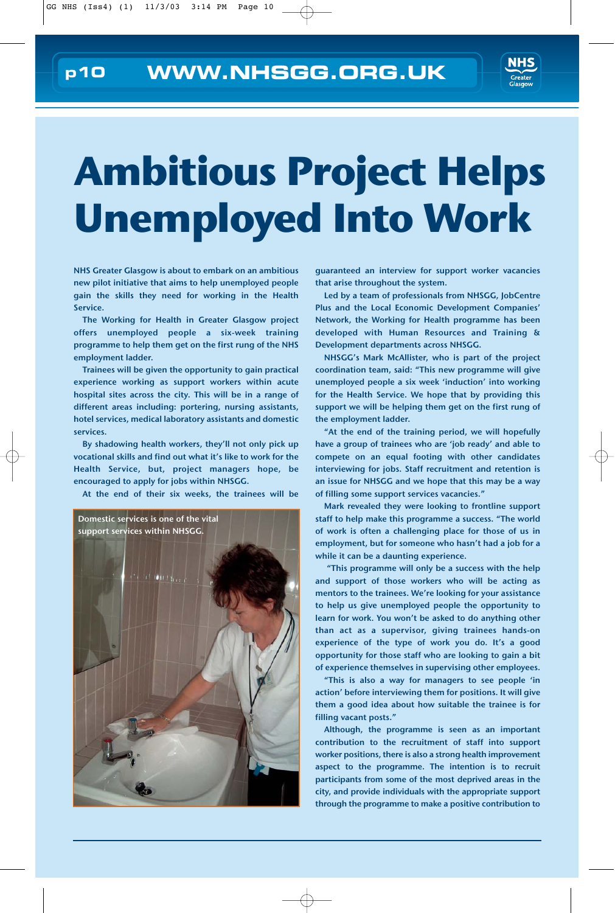# Ambitious Project Helps Unemployed Into Work

**NHS Greater Glasgow is about to embark on an ambitious new pilot initiative that aims to help unemployed people gain the skills they need for working in the Health Service.**

The Working for Health in Greater Glasgow project offers unemployed people a six-week training programme to help them get on the first rung of the NHS employment ladder.

Trainees will be given the opportunity to gain practical experience working as support workers within acute hospital sites across the city. This will be in a range of different areas including: portering, nursing assistants, hotel services, medical laboratory assistants and domestic services.

By shadowing health workers, they'll not only pick up vocational skills and find out what it's like to work for the Health Service, but, project managers hope, be encouraged to apply for jobs within NHSGG.

At the end of their six weeks, the trainees will be guaranteed an interview for support worker vacancies that arise throughout the system.

Domestic services is one of the vital support services within NHSGG.

Led by a team of professionals from NHSGG, JobCentre Plus and the Local Economic Development Companies' Network, the Working for Health programme has been developed with Human Resources and Training & Development departments across NHSGG.

NHSGG's Mark McAllister, who is part of the project coordination team, said: "This new programme will give unemployed people a six week 'induction' into working for the Health Service. We hope that by providing this support we will be helping them get on the first rung of the employment ladder.

"At the end of the training period, we will hopefully have a group of trainees who are 'job ready' and able to compete on an equal footing with other candidates interviewing for jobs. Staff recruitment and retention is an issue for NHSGG and we hope that this may be a way of filling some support services vacancies."

Mark revealed they were looking to frontline support staff to help make this programme a success. "The world of work is often a challenging place for those of us in employment, but for someone who hasn't had a job for a while it can be a daunting experience.

"This programme will only be a success with the help and support of those workers who will be acting as mentors to the trainees. We're looking for your assistance to help us give unemployed people the opportunity to learn for work. You won't be asked to do anything other than act as a supervisor, giving trainees hands-on experience of the type of work you do. It's a good opportunity for those staff who are looking to gain a bit of experience themselves in supervising other employees.

"This is also a way for managers to see people 'in action' before interviewing them for positions. It will give them a good idea about how suitable the trainee is for filling vacant posts."

Although, the programme is seen as an important contribution to the recruitment of staff into support worker positions, there is also a strong health improvement aspect to the programme. The intention is to recruit participants from some of the most deprived areas in the city, and provide individuals with the appropriate support through the programme to make a positive contribution to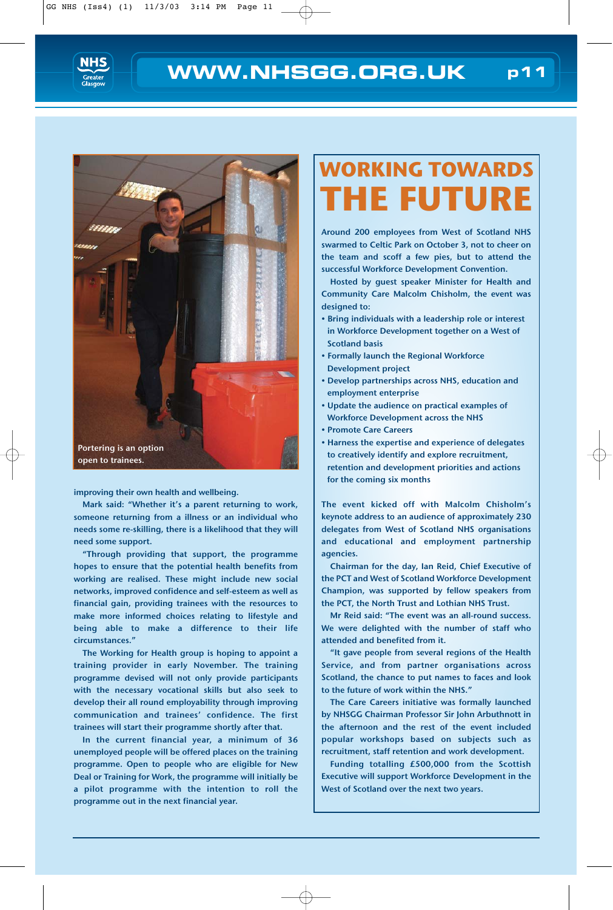Portering is an option open to trainees.

improving their own health and wellbeing.

Mark said: "Whether it's a parent returning to work, someone returning from a illness or an individual who needs some re-skilling, there is a likelihood that they will need some support.

"Through providing that support, the programme hopes to ensure that the potential health benefits from working are realised. These might include new social networks, improved confidence and self-esteem as well as financial gain, providing trainees with the resources to make more informed choices relating to lifestyle and being able to make a difference to their life circumstances."

The Working for Health group is hoping to appoint a training provider in early November. The training programme devised will not only provide participants with the necessary vocational skills but also seek to develop their all round employability through improving communication and trainees' confidence. The first trainees will start their programme shortly after that.

In the current financial year, a minimum of 36 unemployed people will be offered places on the training programme. Open to people who are eligible for New Deal or Training for Work, the programme will initially be a pilot programme with the intention to roll the programme out in the next financial year.

# WORKING TOWARDS THE FUTURE

**Around 200 employees from West of Scotland NHS swarmed to Celtic Park on October 3, not to cheer on the team and scoff a few pies, but to attend the successful Workforce Development Convention.**

Hosted by guest speaker Minister for Health and Community Care Malcolm Chisholm, the event was designed to:

- Bring individuals with a leadership role or interest in Workforce Development together on a West of Scotland basis
- Formally launch the Regional Workforce Development project
- Develop partnerships across NHS, education and employment enterprise
- Update the audience on practical examples of Workforce Development across the NHS
- Promote Care Careers
- Harness the expertise and experience of delegates to creatively identify and explore recruitment, retention and development priorities and actions for the coming six months

The event kicked off with Malcolm Chisholm's keynote address to an audience of approximately 230 delegates from West of Scotland NHS organisations and educational and employment partnership agencies.

Chairman for the day, Ian Reid, Chief Executive of the PCT and West of Scotland Workforce Development Champion, was supported by fellow speakers from the PCT, the North Trust and Lothian NHS Trust.

Mr Reid said: "The event was an all-round success. We were delighted with the number of staff who attended and benefited from it.

"It gave people from several regions of the Health Service, and from partner organisations across Scotland, the chance to put names to faces and look to the future of work within the NHS."

The Care Careers initiative was formally launched by NHSGG Chairman Professor Sir John Arbuthnott in the afternoon and the rest of the event included popular workshops based on subjects such as recruitment, staff retention and work development.

Funding totalling £500,000 from the Scottish Executive will support Workforce Development in the West of Scotland over the next two years.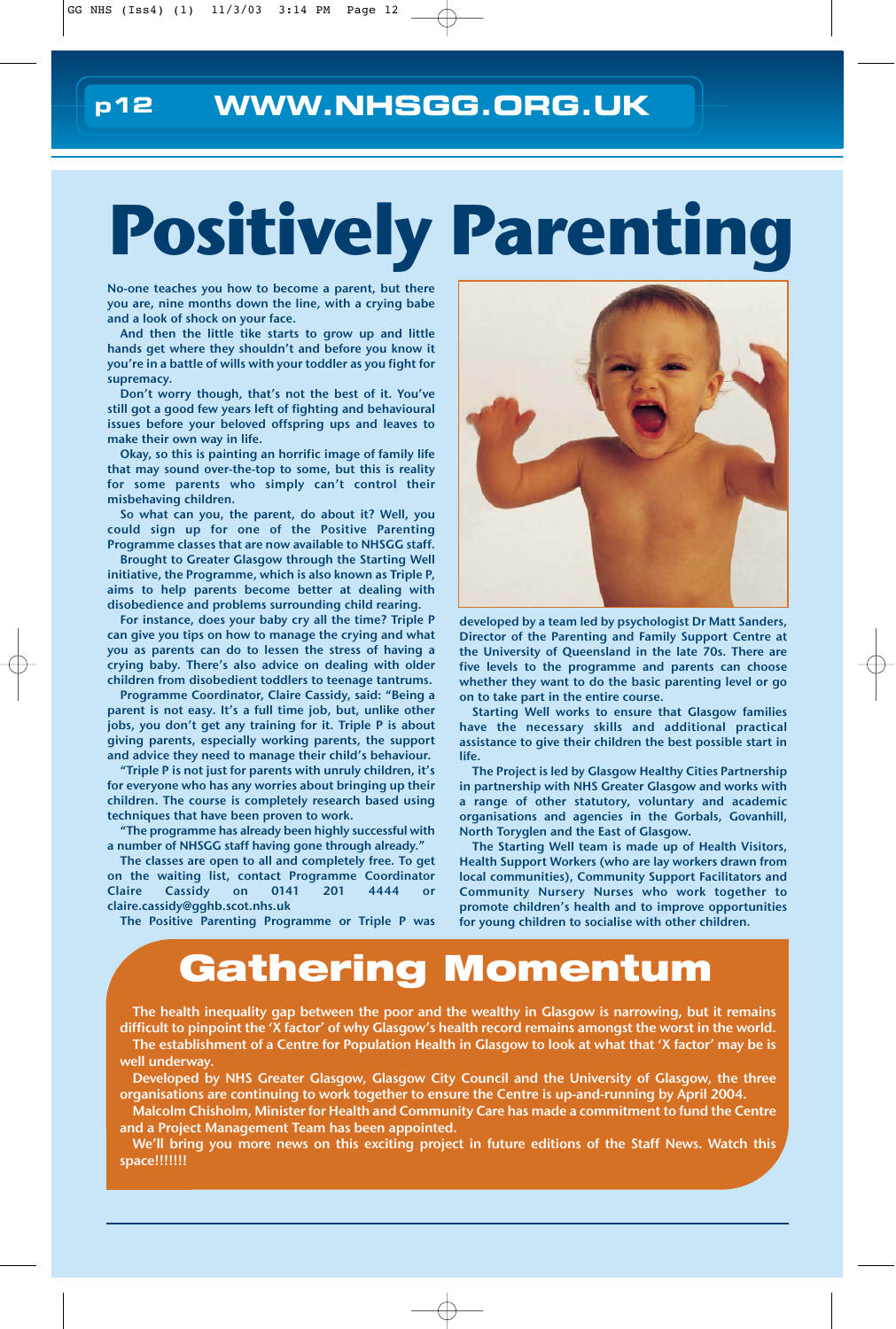# Positively Parenting

No-one teaches you how to become a parent, but there you are, nine months down the line, with a crying babe and a look of shock on your face.

And then the little tike starts to grow up and little hands get where they shouldn't and before you know it you're in a battle of wills with your toddler as you fight for supremacy.

Don't worry though, that's not the best of it. You've still got a good few years left of fighting and behavioural issues before your beloved offspring ups and leaves to make their own way in life.

Okay, so this is painting an horrific image of family life that may sound over-the-top to some, but this is reality for some parents who simply can't control their misbehaving children.

So what can you, the parent, do about it? Well, you could sign up for one of the Positive Parenting Programme classes that are now available to NHSGG staff.

Brought to Greater Glasgow through the Starting Well initiative, the Programme, which is also known as Triple P, aims to help parents become better at dealing with disobedience and problems surrounding child rearing.

For instance, does your baby cry all the time? Triple P can give you tips on how to manage the crying and what you as parents can do to lessen the stress of having a crying baby. There's also advice on dealing with older children from disobedient toddlers to teenage tantrums.

Programme Coordinator, Claire Cassidy, said: "Being a parent is not easy. It's a full time job, but, unlike other jobs, you don't get any training for it. Triple P is about giving parents, especially working parents, the support and advice they need to manage their child's behaviour.

"Triple P is not just for parents with unruly children, it's for everyone who has any worries about bringing up their children. The course is completely research based using techniques that have been proven to work.

"The programme has already been highly successful with a number of NHSGG staff having gone through already."

The classes are open to all and completely free. To get on the waiting list, contact Programme Coordinator Claire Cassidy on 0141 201 4444 or claire.cassidy@gghb.scot.nhs.uk

The Positive Parenting Programme or Triple P was developed by a team led by psychologist Dr Matt Sanders, Director of the Parenting and Family Support Centre at the University of Queensland in the late 70s. There are five levels to the programme and parents can choose whether they want to do the basic parenting level or go on to take part in the entire course.

Starting Well works to ensure that Glasgow families have the necessary skills and additional practical assistance to give their children the best possible start in life.

The Project is led by Glasgow Healthy Cities Partnership in partnership with NHS Greater Glasgow and works with a range of other statutory, voluntary and academic organisations and agencies in the Gorbals, Govanhill, North Toryglen and the East of Glasgow.

The Starting Well team is made up of Health Visitors, Health Support Workers (who are lay workers drawn from local communities), Community Support Facilitators and Community Nursery Nurses who work together to promote children's health and to improve opportunities for young children to socialise with other children.

# Gathering Momentum

The health inequality gap between the poor and the wealthy in Glasgow is narrowing, but it remains difficult to pinpoint the 'X factor' of why Glasgow's health record remains amongst the worst in the world.

The establishment of a Centre for Population Health in Glasgow to look at what that 'X factor' may be is well underway.

Developed by NHS Greater Glasgow, Glasgow City Council and the University of Glasgow, the three organisations are continuing to work together to ensure the Centre is up-and-running by April 2004.

Malcolm Chisholm, Minister for Health and Community Care has made a commitment to fund the Centre and a Project Management Team has been appointed.

We'll bring you more news on this exciting project in future editions of the Staff News. Watch this space!!!!!!!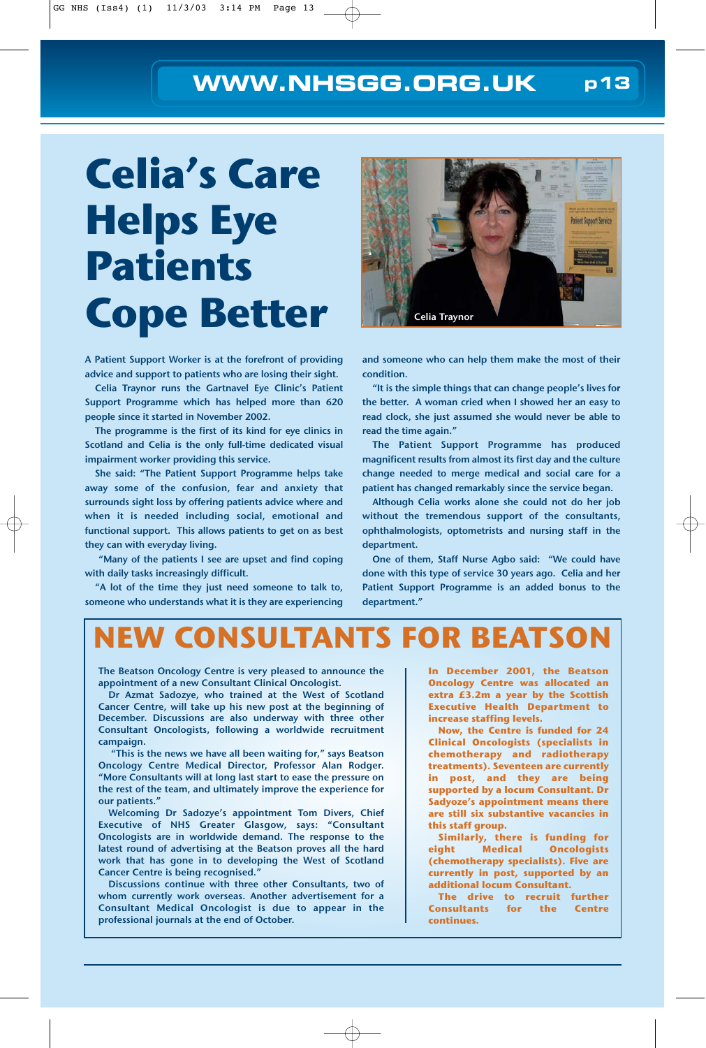# Celia's Care Helps Eye Patients Cope Better

Celia Traynor

A Patient Support Worker is at the forefront of providing advice and support to patients who are losing their sight.

Celia Traynor runs the Gartnavel Eye Clinic's Patient Support Programme which has helped more than 620 people since it started in November 2002.

The programme is the first of its kind for eye clinics in Scotland and Celia is the only full-time dedicated visual impairment worker providing this service.

She said: "The Patient Support Programme helps take away some of the confusion, fear and anxiety that surrounds sight loss by offering patients advice where and when it is needed including social, emotional and functional support. This allows patients to get on as best they can with everyday living.

"Many of the patients I see are upset and find coping with daily tasks increasingly difficult.

"A lot of the time they just need someone to talk to, someone who understands what it is they are experiencing and someone who can help them make the most of their condition.

"It is the simple things that can change people's lives for the better. A woman cried when I showed her an easy to read clock, she just assumed she would never be able to read the time again."

The Patient Support Programme has produced magnificent results from almost its first day and the culture change needed to merge medical and social care for a patient has changed remarkably since the service began.

Although Celia works alone she could not do her job without the tremendous support of the consultants, ophthalmologists, optometrists and nursing staff in the department.

One of them, Staff Nurse Agbo said: "We could have done with this type of service 30 years ago. Celia and her Patient Support Programme is an added bonus to the department."

# NEW CONSULTANTS FOR BEATSON

The Beatson Oncology Centre is very pleased to announce the appointment of a new Consultant Clinical Oncologist.

Dr Azmat Sadozye, who trained at the West of Scotland Cancer Centre, will take up his new post at the beginning of December. Discussions are also underway with three other Consultant Oncologists, following a worldwide recruitment campaign.

"This is the news we have all been waiting for," says Beatson Oncology Centre Medical Director, Professor Alan Rodger. "More Consultants will at long last start to ease the pressure on the rest of the team, and ultimately improve the experience for our patients."

Welcoming Dr Sadozye's appointment Tom Divers, Chief Executive of NHS Greater Glasgow, says: "Consultant Oncologists are in worldwide demand. The response to the latest round of advertising at the Beatson proves all the hard work that has gone in to developing the West of Scotland Cancer Centre is being recognised."

Discussions continue with three other Consultants, two of whom currently work overseas. Another advertisement for a Consultant Medical Oncologist is due to appear in the professional journals at the end of October.

**In December 2001, the Beatson Oncology Centre was allocated an extra £3.2m a year by the Scottish Executive Health Department to increase staffing levels.**

**Now, the Centre is funded for 24 Clinical Oncologists (specialists in chemotherapy and radiotherapy treatments). Seventeen are currently in post, and they are being supported by a locum Consultant. Dr Sadyoze's appointment means there are still six substantive vacancies in this staff group.**

**Similarly, there is funding for eight Medical Oncologists (chemotherapy specialists). Five are currently in post, supported by an additional locum Consultant.**

**The drive to recruit further Consultants for the Centre continues.**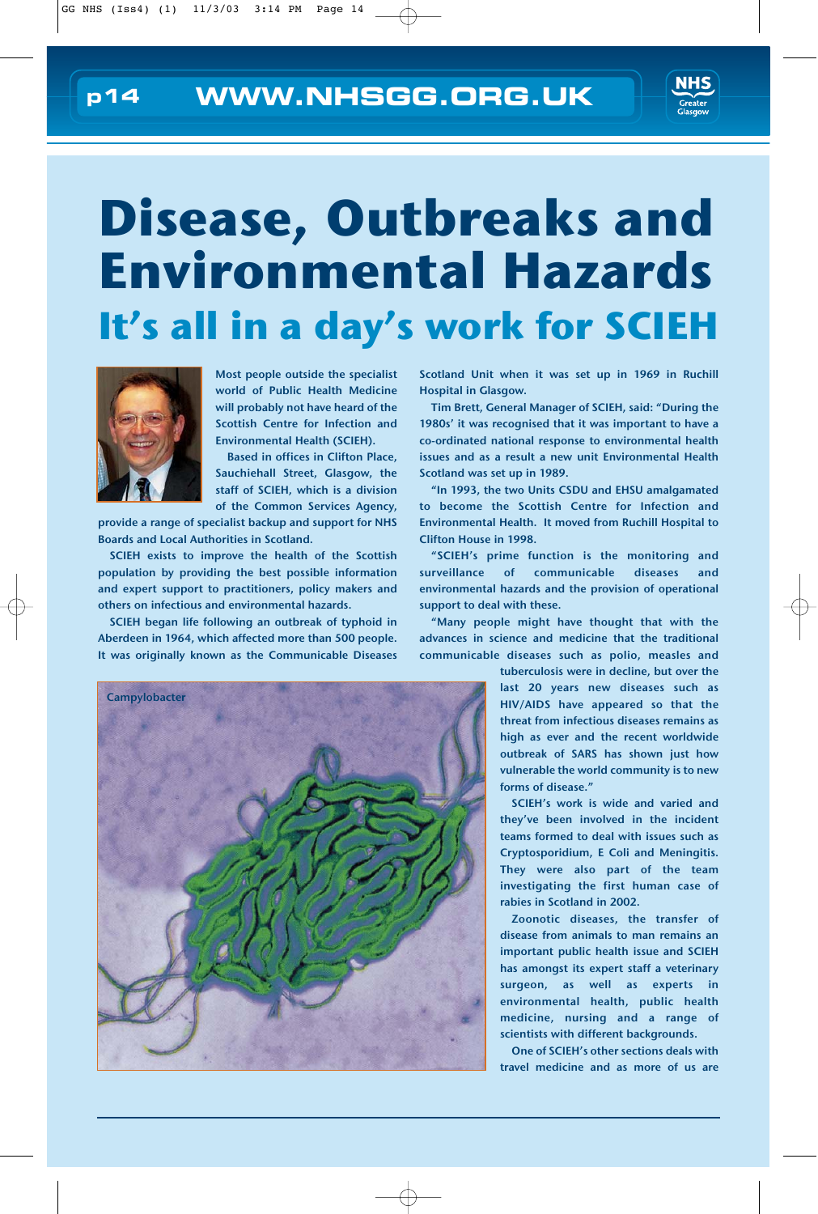# Disease, Outbreaks and Environmental Hazards

## It's all in a day's work for SCIEH

**Most people outside the specialist world of Public Health Medicine will probably not have heard of the Scottish Centre for Infection and Environmental Health (SCIEH).**

**Based in offices in Clifton Place, Sauchiehall Street, Glasgow, the staff of SCIEH, which is a division of the Common Services Agency, provide a range of specialist backup and support for NHS Boards and Local Authorities in Scotland.**

**SCIEH exists to improve the health of the Scottish population by providing the best possible information and expert support to practitioners, policy makers and others on infectious and environmental hazards.**

**SCIEH began life following an outbreak of typhoid in Aberdeen in 1964, which affected more than 500 people. It was originally known as the Communicable Diseases Scotland Unit when it was set up in 1969 in Ruchill Hospital in Glasgow.**

**Tim Brett, General Manager of SCIEH, said: "During the 1980s' it was recognised that it was important to have a co-ordinated national response to environmental health issues and as a result a new unit Environmental Health Scotland was set up in 1989.**

**"In 1993, the two Units CSDU and EHSU amalgamated to become the Scottish Centre for Infection and Environmental Health. It moved from Ruchill Hospital to Clifton House in 1998.**

**"SCIEH's prime function is the monitoring and surveillance of communicable diseases and environmental hazards and the provision of operational support to deal with these.**

**"Many people might have thought that with the advances in science and medicine that the traditional communicable diseases such as polio, measles and tuberculosis were in decline, but over the last 20 years new diseases such as HIV/AIDS have appeared so that the threat from infectious diseases remains as high as ever and the recent worldwide outbreak of SARS has shown just how vulnerable the world community is to new forms of disease."**

Campylobacter

**SCIEH's work is wide and varied and they've been involved in the incident teams formed to deal with issues such as Cryptosporidium, E Coli and Meningitis. They were also part of the team investigating the first human case of rabies in Scotland in 2002.**

**Zoonotic diseases, the transfer of disease from animals to man remains an important public health issue and SCIEH has amongst its expert staff a veterinary surgeon, as well as experts in environmental health, public health medicine, nursing and a range of scientists with different backgrounds.**

**One of SCIEH's other sections deals with travel medicine and as more of us are**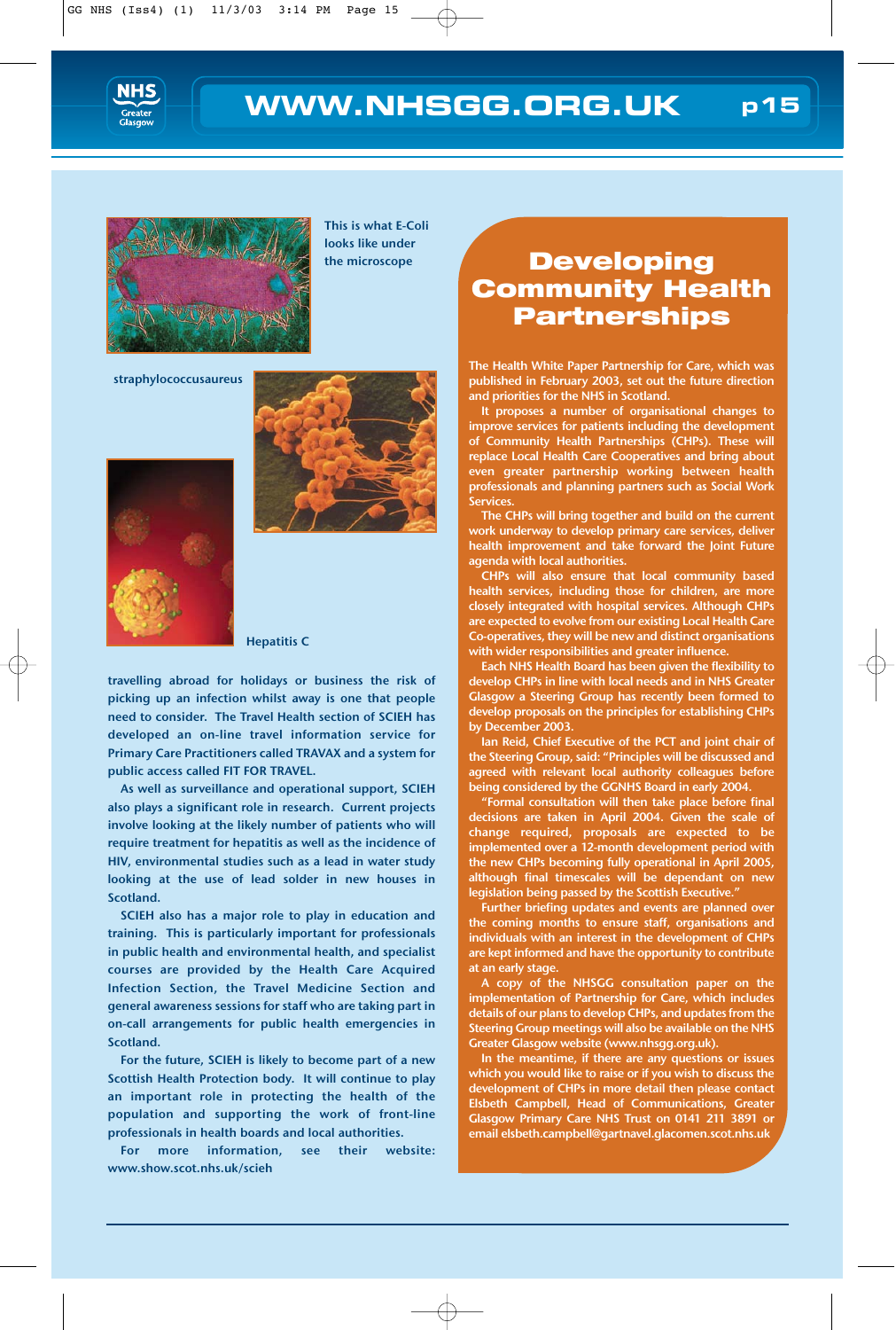This is what E-Coli looks like under the microscope

straphylococcusaureus

Hepatitis C

travelling abroad for holidays or business the risk of picking up an infection whilst away is one that people need to consider. The Travel Health section of SCIEH has developed an on-line travel information service for Primary Care Practitioners called TRAVAX and a system for public access called FIT FOR TRAVEL.

As well as surveillance and operational support, SCIEH also plays a significant role in research. Current projects involve looking at the likely number of patients who will require treatment for hepatitis as well as the incidence of HIV, environmental studies such as a lead in water study looking at the use of lead solder in new houses in Scotland.

SCIEH also has a major role to play in education and training. This is particularly important for professionals in public health and environmental health, and specialist courses are provided by the Health Care Acquired Infection Section, the Travel Medicine Section and general awareness sessions for staff who are taking part in on-call arrangements for public health emergencies in Scotland.

For the future, SCIEH is likely to become part of a new Scottish Health Protection body. It will continue to play an important role in protecting the health of the population and supporting the work of front-line professionals in health boards and local authorities.

For more information, see their website: www.show.scot.nhs.uk/scieh

# Developing Community Health Partnerships

The Health White Paper Partnership for Care, which was published in February 2003, set out the future direction and priorities for the NHS in Scotland.

It proposes a number of organisational changes to improve services for patients including the development of Community Health Partnerships (CHPs). These will replace Local Health Care Cooperatives and bring about even greater partnership working between health professionals and planning partners such as Social Work Services.

The CHPs will bring together and build on the current work underway to develop primary care services, deliver health improvement and take forward the Joint Future agenda with local authorities.

CHPs will also ensure that local community based health services, including those for children, are more closely integrated with hospital services. Although CHPs are expected to evolve from our existing Local Health Care Co-operatives, they will be new and distinct organisations with wider responsibilities and greater influence.

Each NHS Health Board has been given the flexibility to develop CHPs in line with local needs and in NHS Greater Glasgow a Steering Group has recently been formed to develop proposals on the principles for establishing CHPs by December 2003.

Ian Reid, Chief Executive of the PCT and joint chair of the Steering Group, said: "Principles will be discussed and agreed with relevant local authority colleagues before being considered by the GGNHS Board in early 2004.

"Formal consultation will then take place before final decisions are taken in April 2004. Given the scale of change required, proposals are expected to be implemented over a 12-month development period with the new CHPs becoming fully operational in April 2005, although final timescales will be dependant on new legislation being passed by the Scottish Executive."

Further briefing updates and events are planned over the coming months to ensure staff, organisations and individuals with an interest in the development of CHPs are kept informed and have the opportunity to contribute at an early stage.

A copy of the NHSGG consultation paper on the implementation of Partnership for Care, which includes details of our plans to develop CHPs, and updates from the Steering Group meetings will also be available on the NHS Greater Glasgow website (www.nhsgg.org.uk).

In the meantime, if there are any questions or issues which you would like to raise or if you wish to discuss the development of CHPs in more detail then please contact Elsbeth Campbell, Head of Communications, Greater Glasgow Primary Care NHS Trust on 0141 211 3891 or email elsbeth.campbell@gartnavel.glacomen.scot.nhs.uk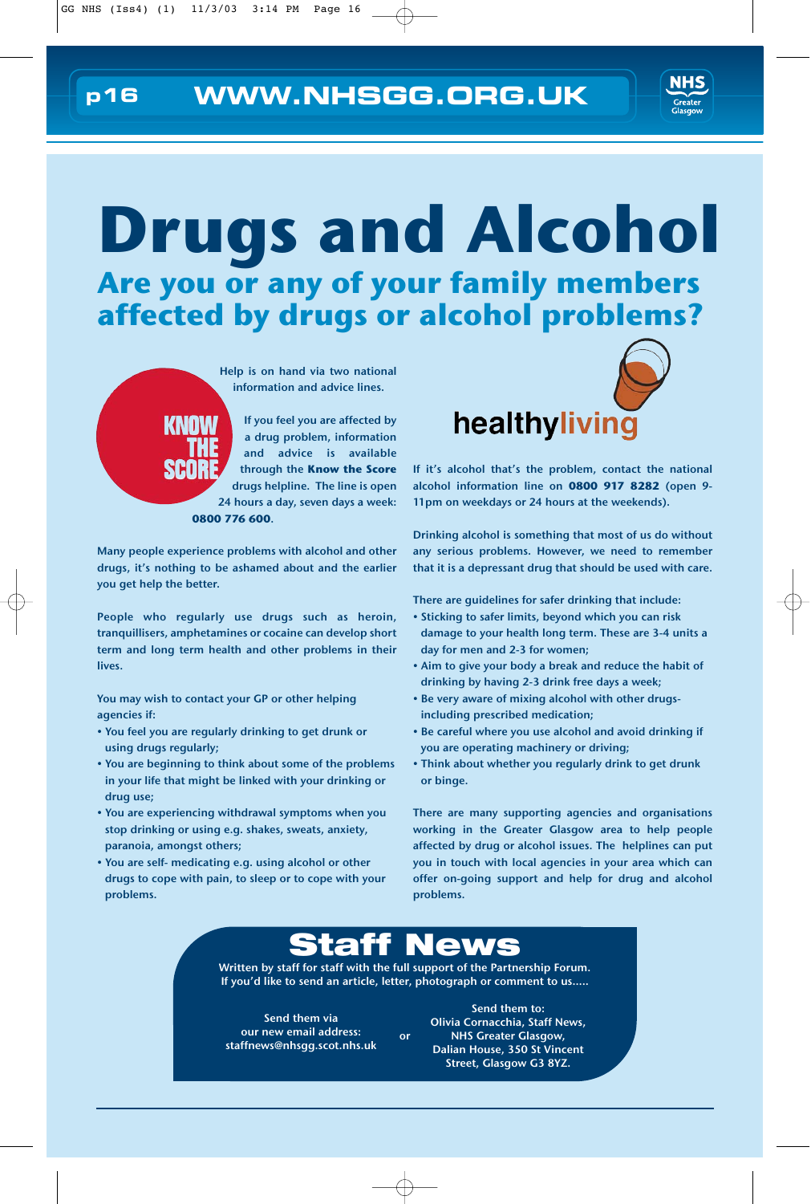# Drugs and Alcohol

## Are you or any of your family members affected by drugs or alcohol problems?

KNOW THE SCORE

Help is on hand via two national information and advice lines.

If you feel you are affected by a drug problem, information and advice is available through the **Know the Score** drugs helpline. The line is open 24 hours a day, seven days a week: **0800 776 600**.

Many people experience problems with alcohol and other drugs, it's nothing to be ashamed about and the earlier you get help the better.

People who regularly use drugs such as heroin, tranquillisers, amphetamines or cocaine can develop short term and long term health and other problems in their lives.

You may wish to contact your GP or other helping agencies if:

- You feel you are regularly drinking to get drunk or using drugs regularly;
- You are beginning to think about some of the problems in your life that might be linked with your drinking or drug use;
- You are experiencing withdrawal symptoms when you stop drinking or using e.g. shakes, sweats, anxiety, paranoia, amongst others;
- You are self- medicating e.g. using alcohol or other drugs to cope with pain, to sleep or to cope with your problems.

healthyliving

If it's alcohol that's the problem, contact the national alcohol information line on **0800 917 8282** (open 9-11pm on weekdays or 24 hours at the weekends).

Drinking alcohol is something that most of us do without any serious problems. However, we need to remember that it is a depressant drug that should be used with care.

There are guidelines for safer drinking that include:

- Sticking to safer limits, beyond which you can risk damage to your health long term. These are 3-4 units a day for men and 2-3 for women;
- Aim to give your body a break and reduce the habit of drinking by having 2-3 drink free days a week;
- Be very aware of mixing alcohol with other drugs- including prescribed medication;
- Be careful where you use alcohol and avoid drinking if you are operating machinery or driving;
- Think about whether you regularly drink to get drunk or binge.

There are many supporting agencies and organisations working in the Greater Glasgow area to help people affected by drug or alcohol issues. The helplines can put you in touch with local agencies in your area which can offer on-going support and help for drug and alcohol problems.

## Staff News

Written by staff for staff with the full support of the Partnership Forum. If you'd like to send an article, letter, photograph or comment to us.....

Send them via our new email address: staffnews@nhsgg.scot.nhs.uk

or

Send them to: Olivia Cornacchia, Staff News, NHS Greater Glasgow, Dalian House, 350 St Vincent Street, Glasgow G3 8YZ.